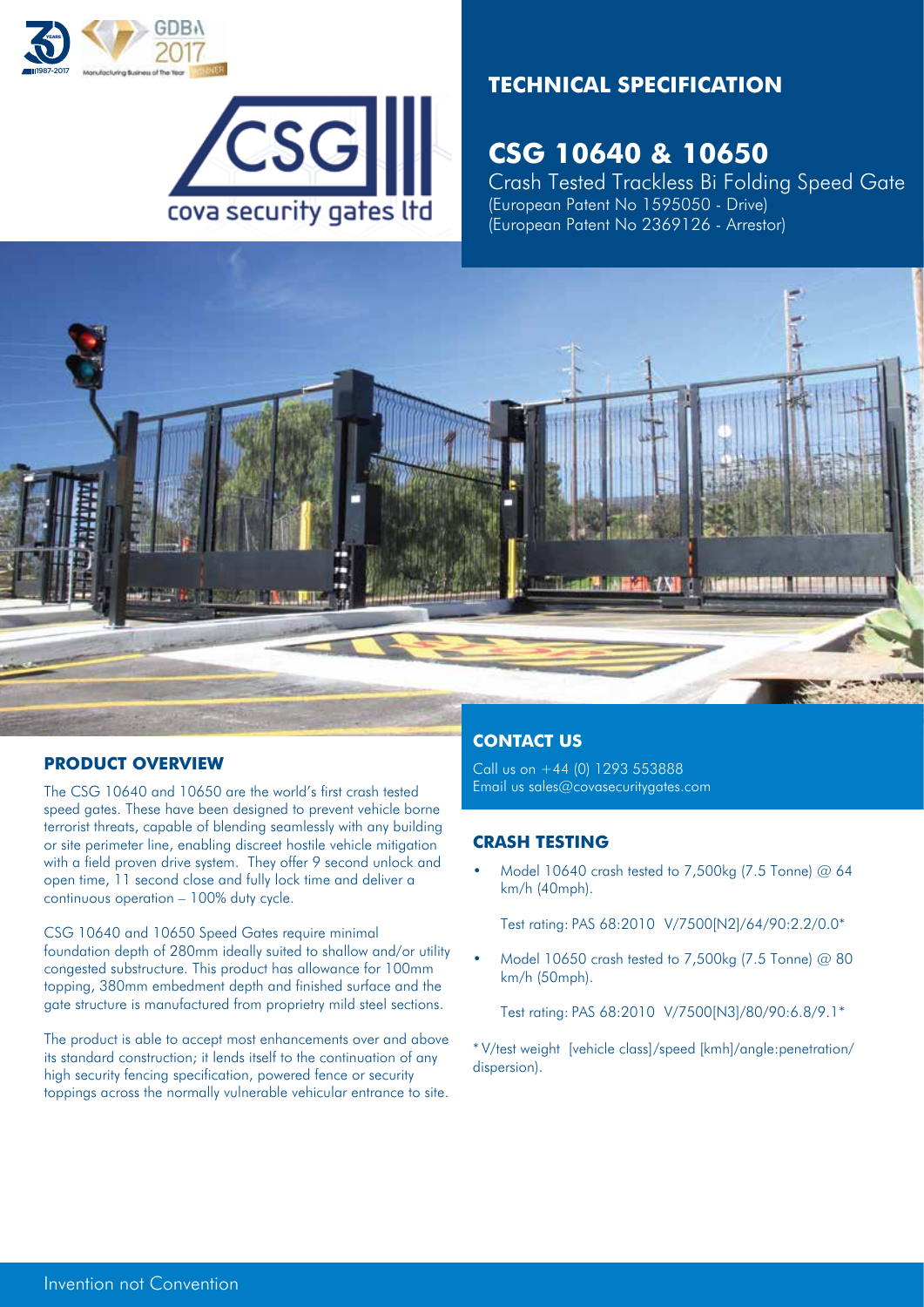cova security gates ltd

# TECHNICAL SPECIFICATION

## CSG 10640 & 10650

Crash Tested Trackless Bi Folding Speed Gate
(European Patent No 1595050 - Drive)
(European Patent No 2369126 - Arrestor)

### PRODUCT OVERVIEW

The CSG 10640 and 10650 are the world's first crash tested speed gates. These have been designed to prevent vehicle borne terrorist threats, capable of blending seamlessly with any building or site perimeter line, enabling discreet hostile vehicle mitigation with a field proven drive system. They offer 9 second unlock and open time, 11 second close and fully lock time and deliver a continuous operation – 100% duty cycle.

CSG 10640 and 10650 Speed Gates require minimal foundation depth of 280mm ideally suited to shallow and/or utility congested substructure. This product has allowance for 100mm topping, 380mm embedment depth and finished surface and the gate structure is manufactured from proprietry mild steel sections.

The product is able to accept most enhancements over and above its standard construction; it lends itself to the continuation of any high security fencing specification, powered fence or security toppings across the normally vulnerable vehicular entrance to site.

### CONTACT US

Call us on +44 (0) 1293 553888
Email us sales@covasecuritygates.com

### CRASH TESTING

- Model 10640 crash tested to 7,500kg (7.5 Tonne) @ 64 km/h (40mph).

  Test rating: PAS 68:2010 V/7500[N2]/64/90:2.2/0.0*

- Model 10650 crash tested to 7,500kg (7.5 Tonne) @ 80 km/h (50mph).

  Test rating: PAS 68:2010 V/7500[N3]/80/90:6.8/9.1*

* V/test weight [vehicle class]/speed [kmh]/angle:penetration/ dispersion).

Invention not Convention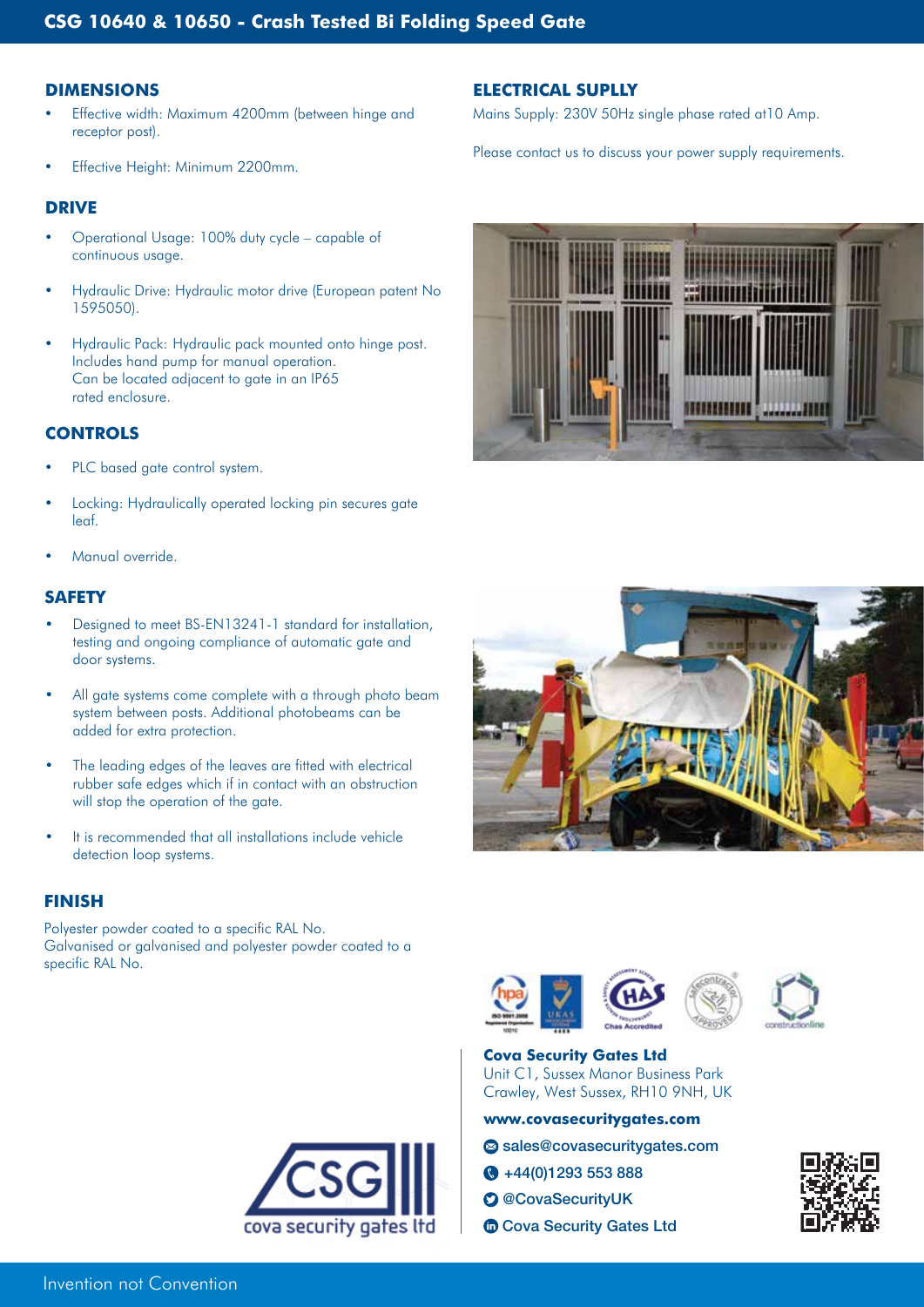# CSG 10640 & 10650 - Crash Tested Bi Folding Speed Gate

## DIMENSIONS

- Effective width: Maximum 4200mm (between hinge and receptor post).
- Effective Height: Minimum 2200mm.

## DRIVE

- Operational Usage: 100% duty cycle – capable of continuous usage.
- Hydraulic Drive: Hydraulic motor drive (European patent No 1595050).
- Hydraulic Pack: Hydraulic pack mounted onto hinge post. Includes hand pump for manual operation. Can be located adjacent to gate in an IP65 rated enclosure.

## CONTROLS

- PLC based gate control system.
- Locking: Hydraulically operated locking pin secures gate leaf.
- Manual override.

## SAFETY

- Designed to meet BS-EN13241-1 standard for installation, testing and ongoing compliance of automatic gate and door systems.
- All gate systems come complete with a through photo beam system between posts. Additional photobeams can be added for extra protection.
- The leading edges of the leaves are fitted with electrical rubber safe edges which if in contact with an obstruction will stop the operation of the gate.
- It is recommended that all installations include vehicle detection loop systems.

## FINISH

Polyester powder coated to a specific RAL No.
Galvanised or galvanised and polyester powder coated to a specific RAL No.

## ELECTRICAL SUPLLY

Mains Supply: 230V 50Hz single phase rated at10 Amp.

Please contact us to discuss your power supply requirements.

**Cova Security Gates Ltd**
Unit C1, Sussex Manor Business Park
Crawley, West Sussex, RH10 9NH, UK

**www.covasecuritygates.com**

sales@covasecuritygates.com
+44(0)1293 553 888
@CovaSecurityUK
Cova Security Gates Ltd

CSG cova security gates ltd

Invention not Convention